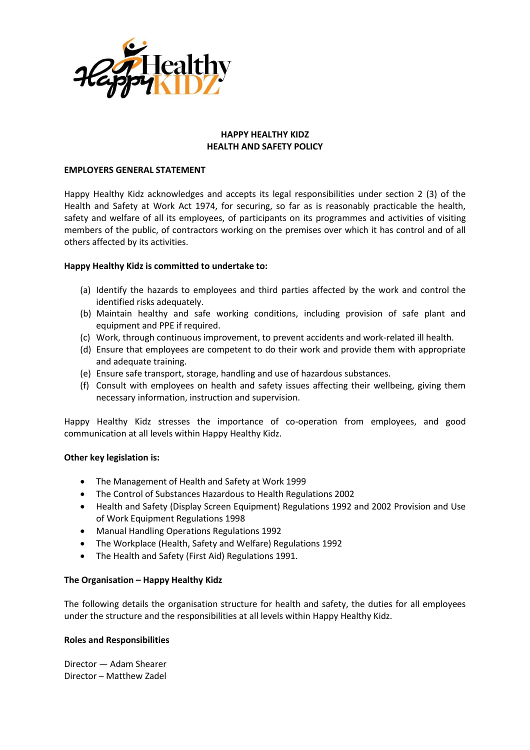# HAPPY HEALTHY KIDZ
# HEALTH AND SAFETY POLICY

**EMPLOYERS GENERAL STATEMENT**

Happy Healthy Kidz acknowledges and accepts its legal responsibilities under section 2 (3) of the Health and Safety at Work Act 1974, for securing, so far as is reasonably practicable the health, safety and welfare of all its employees, of participants on its programmes and activities of visiting members of the public, of contractors working on the premises over which it has control and of all others affected by its activities.

**Happy Healthy Kidz is committed to undertake to:**

(a) Identify the hazards to employees and third parties affected by the work and control the identified risks adequately.
(b) Maintain healthy and safe working conditions, including provision of safe plant and equipment and PPE if required.
(c) Work, through continuous improvement, to prevent accidents and work-related ill health.
(d) Ensure that employees are competent to do their work and provide them with appropriate and adequate training.
(e) Ensure safe transport, storage, handling and use of hazardous substances.
(f) Consult with employees on health and safety issues affecting their wellbeing, giving them necessary information, instruction and supervision.

Happy Healthy Kidz stresses the importance of co-operation from employees, and good communication at all levels within Happy Healthy Kidz.

**Other key legislation is:**

- The Management of Health and Safety at Work 1999
- The Control of Substances Hazardous to Health Regulations 2002
- Health and Safety (Display Screen Equipment) Regulations 1992 and 2002 Provision and Use of Work Equipment Regulations 1998
- Manual Handling Operations Regulations 1992
- The Workplace (Health, Safety and Welfare) Regulations 1992
- The Health and Safety (First Aid) Regulations 1991.

**The Organisation – Happy Healthy Kidz**

The following details the organisation structure for health and safety, the duties for all employees under the structure and the responsibilities at all levels within Happy Healthy Kidz.

**Roles and Responsibilities**

Director — Adam Shearer
Director – Matthew Zadel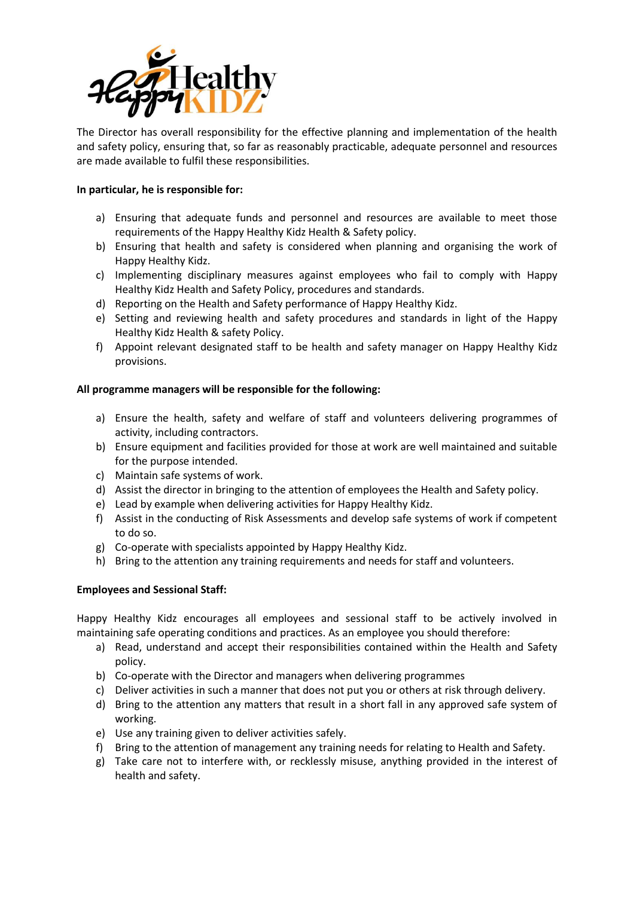The Director has overall responsibility for the effective planning and implementation of the health and safety policy, ensuring that, so far as reasonably practicable, adequate personnel and resources are made available to fulfil these responsibilities.

**In particular, he is responsible for:**

a) Ensuring that adequate funds and personnel and resources are available to meet those requirements of the Happy Healthy Kidz Health & Safety policy.
b) Ensuring that health and safety is considered when planning and organising the work of Happy Healthy Kidz.
c) Implementing disciplinary measures against employees who fail to comply with Happy Healthy Kidz Health and Safety Policy, procedures and standards.
d) Reporting on the Health and Safety performance of Happy Healthy Kidz.
e) Setting and reviewing health and safety procedures and standards in light of the Happy Healthy Kidz Health & safety Policy.
f) Appoint relevant designated staff to be health and safety manager on Happy Healthy Kidz provisions.

**All programme managers will be responsible for the following:**

a) Ensure the health, safety and welfare of staff and volunteers delivering programmes of activity, including contractors.
b) Ensure equipment and facilities provided for those at work are well maintained and suitable for the purpose intended.
c) Maintain safe systems of work.
d) Assist the director in bringing to the attention of employees the Health and Safety policy.
e) Lead by example when delivering activities for Happy Healthy Kidz.
f) Assist in the conducting of Risk Assessments and develop safe systems of work if competent to do so.
g) Co-operate with specialists appointed by Happy Healthy Kidz.
h) Bring to the attention any training requirements and needs for staff and volunteers.

**Employees and Sessional Staff:**

Happy Healthy Kidz encourages all employees and sessional staff to be actively involved in maintaining safe operating conditions and practices. As an employee you should therefore:

a) Read, understand and accept their responsibilities contained within the Health and Safety policy.
b) Co-operate with the Director and managers when delivering programmes
c) Deliver activities in such a manner that does not put you or others at risk through delivery.
d) Bring to the attention any matters that result in a short fall in any approved safe system of working.
e) Use any training given to deliver activities safely.
f) Bring to the attention of management any training needs for relating to Health and Safety.
g) Take care not to interfere with, or recklessly misuse, anything provided in the interest of health and safety.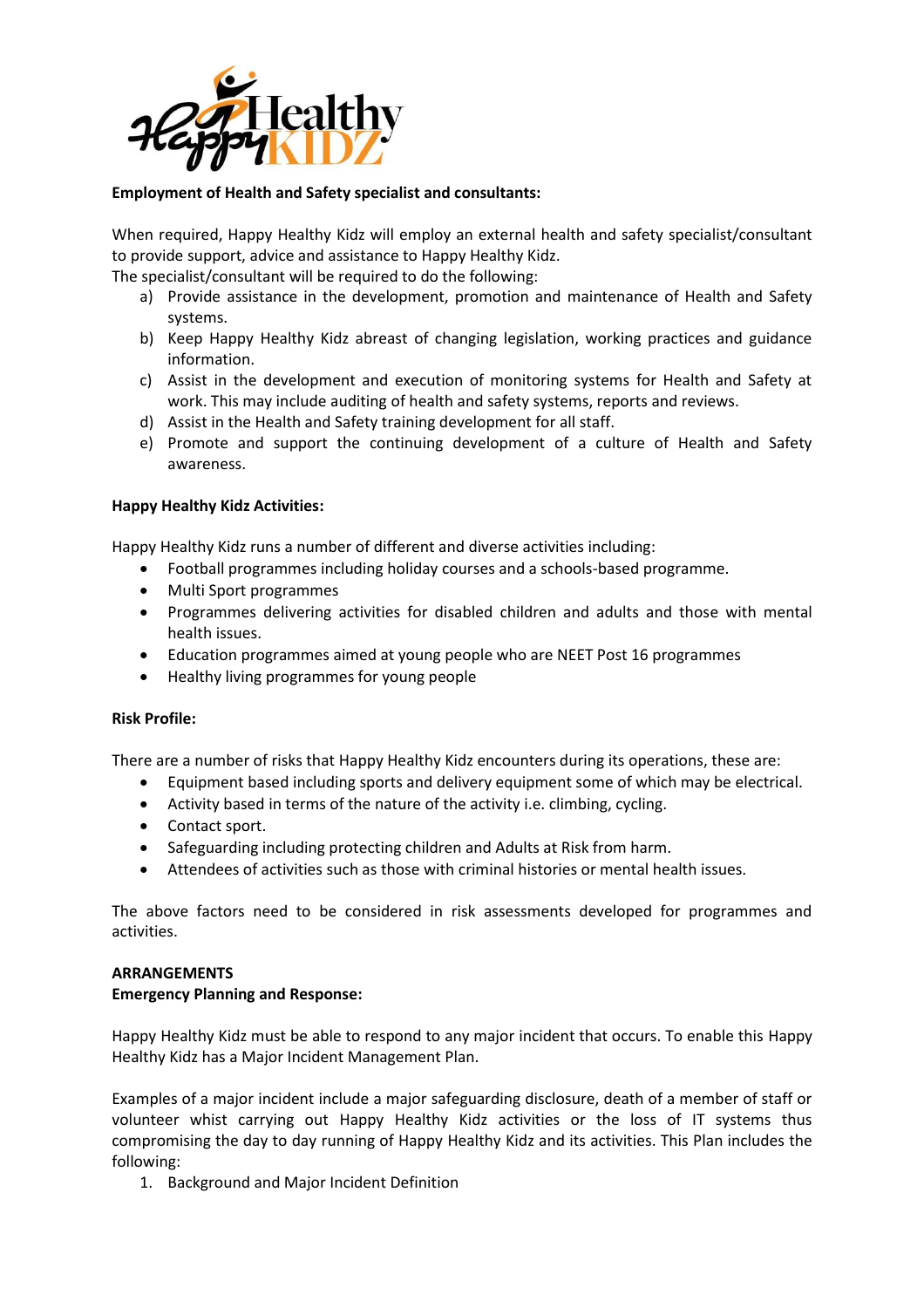**Employment of Health and Safety specialist and consultants:**

When required, Happy Healthy Kidz will employ an external health and safety specialist/consultant to provide support, advice and assistance to Happy Healthy Kidz.
The specialist/consultant will be required to do the following:

a) Provide assistance in the development, promotion and maintenance of Health and Safety systems.
b) Keep Happy Healthy Kidz abreast of changing legislation, working practices and guidance information.
c) Assist in the development and execution of monitoring systems for Health and Safety at work. This may include auditing of health and safety systems, reports and reviews.
d) Assist in the Health and Safety training development for all staff.
e) Promote and support the continuing development of a culture of Health and Safety awareness.

**Happy Healthy Kidz Activities:**

Happy Healthy Kidz runs a number of different and diverse activities including:

- Football programmes including holiday courses and a schools-based programme.
- Multi Sport programmes
- Programmes delivering activities for disabled children and adults and those with mental health issues.
- Education programmes aimed at young people who are NEET Post 16 programmes
- Healthy living programmes for young people

**Risk Profile:**

There are a number of risks that Happy Healthy Kidz encounters during its operations, these are:

- Equipment based including sports and delivery equipment some of which may be electrical.
- Activity based in terms of the nature of the activity i.e. climbing, cycling.
- Contact sport.
- Safeguarding including protecting children and Adults at Risk from harm.
- Attendees of activities such as those with criminal histories or mental health issues.

The above factors need to be considered in risk assessments developed for programmes and activities.

**ARRANGEMENTS**
**Emergency Planning and Response:**

Happy Healthy Kidz must be able to respond to any major incident that occurs. To enable this Happy Healthy Kidz has a Major Incident Management Plan.

Examples of a major incident include a major safeguarding disclosure, death of a member of staff or volunteer whist carrying out Happy Healthy Kidz activities or the loss of IT systems thus compromising the day to day running of Happy Healthy Kidz and its activities. This Plan includes the following:

1. Background and Major Incident Definition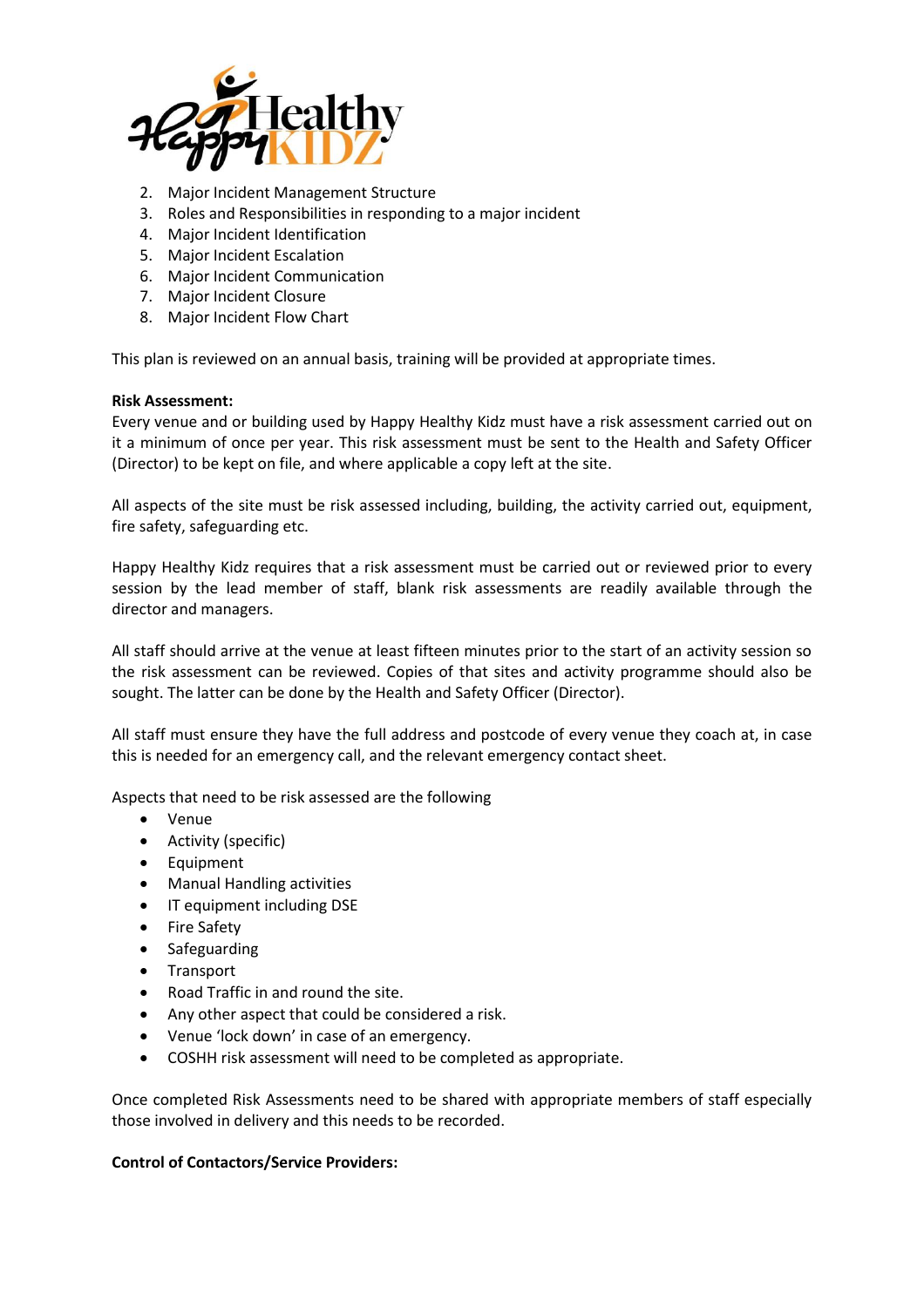2. Major Incident Management Structure
3. Roles and Responsibilities in responding to a major incident
4. Major Incident Identification
5. Major Incident Escalation
6. Major Incident Communication
7. Major Incident Closure
8. Major Incident Flow Chart

This plan is reviewed on an annual basis, training will be provided at appropriate times.

**Risk Assessment:**

Every venue and or building used by Happy Healthy Kidz must have a risk assessment carried out on it a minimum of once per year. This risk assessment must be sent to the Health and Safety Officer (Director) to be kept on file, and where applicable a copy left at the site.

All aspects of the site must be risk assessed including, building, the activity carried out, equipment, fire safety, safeguarding etc.

Happy Healthy Kidz requires that a risk assessment must be carried out or reviewed prior to every session by the lead member of staff, blank risk assessments are readily available through the director and managers.

All staff should arrive at the venue at least fifteen minutes prior to the start of an activity session so the risk assessment can be reviewed. Copies of that sites and activity programme should also be sought. The latter can be done by the Health and Safety Officer (Director).

All staff must ensure they have the full address and postcode of every venue they coach at, in case this is needed for an emergency call, and the relevant emergency contact sheet.

Aspects that need to be risk assessed are the following

- Venue
- Activity (specific)
- Equipment
- Manual Handling activities
- IT equipment including DSE
- Fire Safety
- Safeguarding
- Transport
- Road Traffic in and round the site.
- Any other aspect that could be considered a risk.
- Venue 'lock down' in case of an emergency.
- COSHH risk assessment will need to be completed as appropriate.

Once completed Risk Assessments need to be shared with appropriate members of staff especially those involved in delivery and this needs to be recorded.

**Control of Contactors/Service Providers:**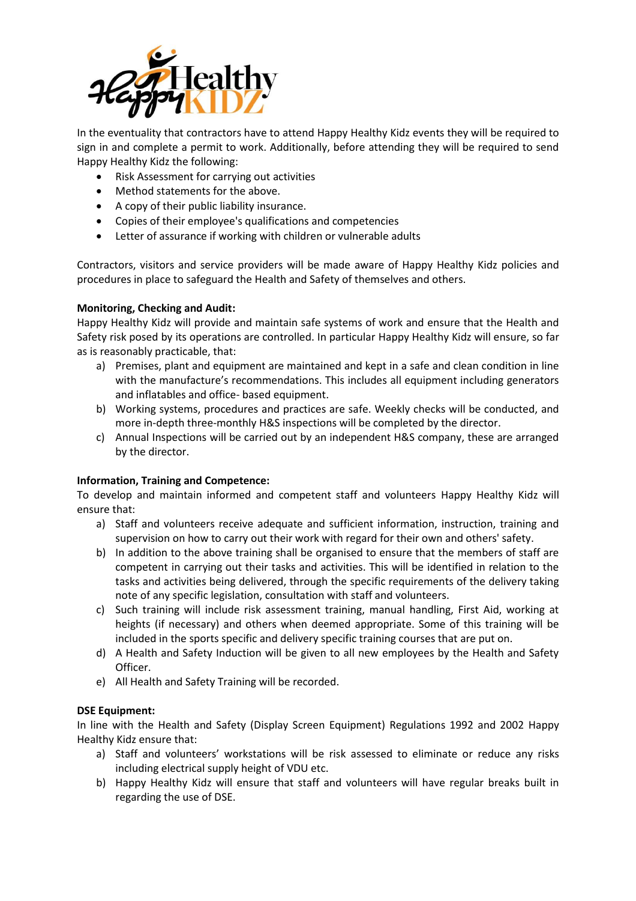In the eventuality that contractors have to attend Happy Healthy Kidz events they will be required to sign in and complete a permit to work. Additionally, before attending they will be required to send Happy Healthy Kidz the following:

- Risk Assessment for carrying out activities
- Method statements for the above.
- A copy of their public liability insurance.
- Copies of their employee's qualifications and competencies
- Letter of assurance if working with children or vulnerable adults

Contractors, visitors and service providers will be made aware of Happy Healthy Kidz policies and procedures in place to safeguard the Health and Safety of themselves and others.

**Monitoring, Checking and Audit:**

Happy Healthy Kidz will provide and maintain safe systems of work and ensure that the Health and Safety risk posed by its operations are controlled. In particular Happy Healthy Kidz will ensure, so far as is reasonably practicable, that:

a) Premises, plant and equipment are maintained and kept in a safe and clean condition in line with the manufacture's recommendations. This includes all equipment including generators and inflatables and office- based equipment.
b) Working systems, procedures and practices are safe. Weekly checks will be conducted, and more in-depth three-monthly H&S inspections will be completed by the director.
c) Annual Inspections will be carried out by an independent H&S company, these are arranged by the director.

**Information, Training and Competence:**

To develop and maintain informed and competent staff and volunteers Happy Healthy Kidz will ensure that:

a) Staff and volunteers receive adequate and sufficient information, instruction, training and supervision on how to carry out their work with regard for their own and others' safety.
b) In addition to the above training shall be organised to ensure that the members of staff are competent in carrying out their tasks and activities. This will be identified in relation to the tasks and activities being delivered, through the specific requirements of the delivery taking note of any specific legislation, consultation with staff and volunteers.
c) Such training will include risk assessment training, manual handling, First Aid, working at heights (if necessary) and others when deemed appropriate. Some of this training will be included in the sports specific and delivery specific training courses that are put on.
d) A Health and Safety Induction will be given to all new employees by the Health and Safety Officer.
e) All Health and Safety Training will be recorded.

**DSE Equipment:**

In line with the Health and Safety (Display Screen Equipment) Regulations 1992 and 2002 Happy Healthy Kidz ensure that:

a) Staff and volunteers' workstations will be risk assessed to eliminate or reduce any risks including electrical supply height of VDU etc.
b) Happy Healthy Kidz will ensure that staff and volunteers will have regular breaks built in regarding the use of DSE.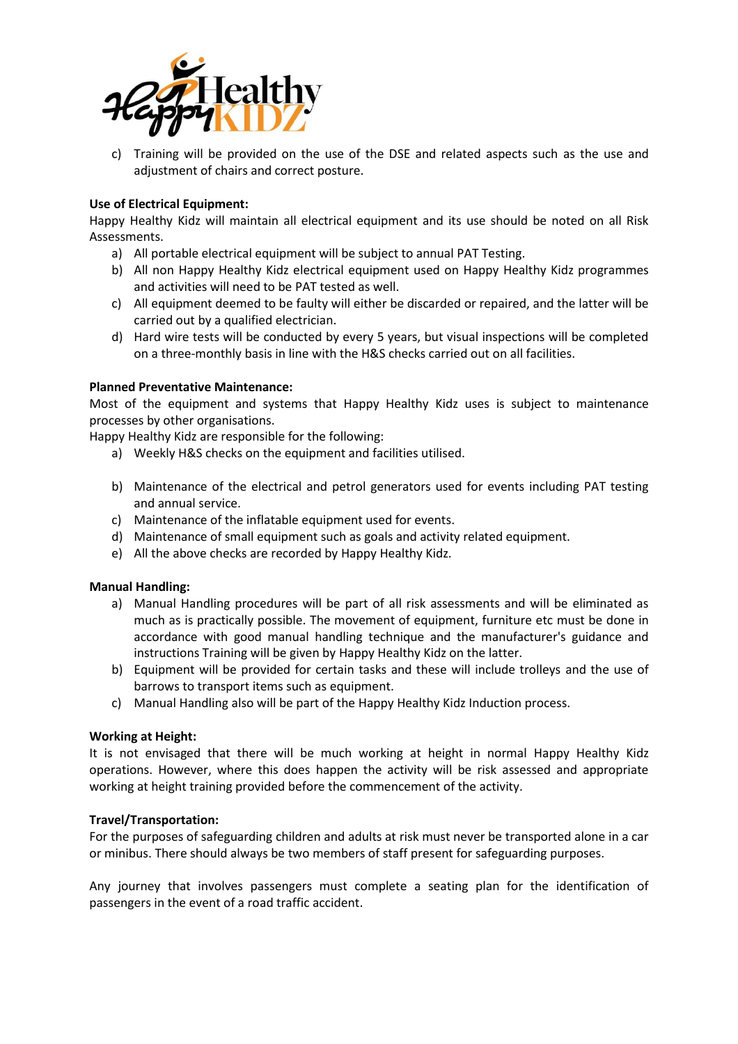c) Training will be provided on the use of the DSE and related aspects such as the use and adjustment of chairs and correct posture.

**Use of Electrical Equipment:**
Happy Healthy Kidz will maintain all electrical equipment and its use should be noted on all Risk Assessments.

a) All portable electrical equipment will be subject to annual PAT Testing.
b) All non Happy Healthy Kidz electrical equipment used on Happy Healthy Kidz programmes and activities will need to be PAT tested as well.
c) All equipment deemed to be faulty will either be discarded or repaired, and the latter will be carried out by a qualified electrician.
d) Hard wire tests will be conducted by every 5 years, but visual inspections will be completed on a three-monthly basis in line with the H&S checks carried out on all facilities.

**Planned Preventative Maintenance:**
Most of the equipment and systems that Happy Healthy Kidz uses is subject to maintenance processes by other organisations.
Happy Healthy Kidz are responsible for the following:

a) Weekly H&S checks on the equipment and facilities utilised.
b) Maintenance of the electrical and petrol generators used for events including PAT testing and annual service.
c) Maintenance of the inflatable equipment used for events.
d) Maintenance of small equipment such as goals and activity related equipment.
e) All the above checks are recorded by Happy Healthy Kidz.

**Manual Handling:**

a) Manual Handling procedures will be part of all risk assessments and will be eliminated as much as is practically possible. The movement of equipment, furniture etc must be done in accordance with good manual handling technique and the manufacturer's guidance and instructions Training will be given by Happy Healthy Kidz on the latter.
b) Equipment will be provided for certain tasks and these will include trolleys and the use of barrows to transport items such as equipment.
c) Manual Handling also will be part of the Happy Healthy Kidz Induction process.

**Working at Height:**
It is not envisaged that there will be much working at height in normal Happy Healthy Kidz operations. However, where this does happen the activity will be risk assessed and appropriate working at height training provided before the commencement of the activity.

**Travel/Transportation:**
For the purposes of safeguarding children and adults at risk must never be transported alone in a car or minibus. There should always be two members of staff present for safeguarding purposes.

Any journey that involves passengers must complete a seating plan for the identification of passengers in the event of a road traffic accident.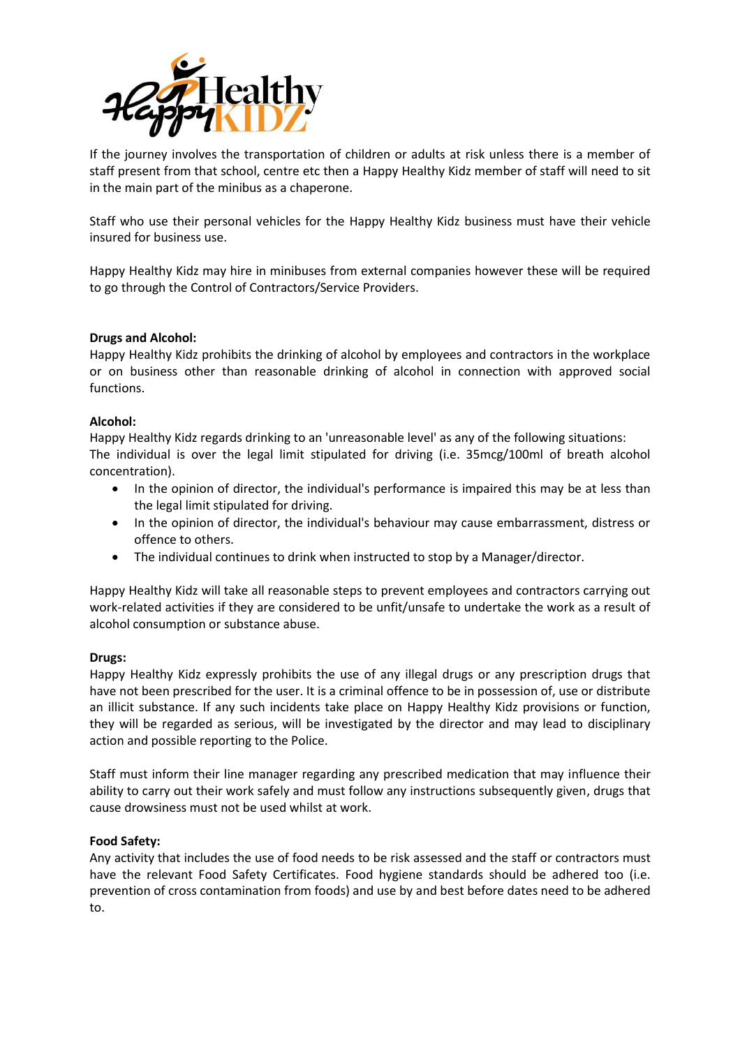If the journey involves the transportation of children or adults at risk unless there is a member of staff present from that school, centre etc then a Happy Healthy Kidz member of staff will need to sit in the main part of the minibus as a chaperone.

Staff who use their personal vehicles for the Happy Healthy Kidz business must have their vehicle insured for business use.

Happy Healthy Kidz may hire in minibuses from external companies however these will be required to go through the Control of Contractors/Service Providers.

**Drugs and Alcohol:**

Happy Healthy Kidz prohibits the drinking of alcohol by employees and contractors in the workplace or on business other than reasonable drinking of alcohol in connection with approved social functions.

**Alcohol:**

Happy Healthy Kidz regards drinking to an 'unreasonable level' as any of the following situations:
The individual is over the legal limit stipulated for driving (i.e. 35mcg/100ml of breath alcohol concentration).

- In the opinion of director, the individual's performance is impaired this may be at less than the legal limit stipulated for driving.
- In the opinion of director, the individual's behaviour may cause embarrassment, distress or offence to others.
- The individual continues to drink when instructed to stop by a Manager/director.

Happy Healthy Kidz will take all reasonable steps to prevent employees and contractors carrying out work-related activities if they are considered to be unfit/unsafe to undertake the work as a result of alcohol consumption or substance abuse.

**Drugs:**

Happy Healthy Kidz expressly prohibits the use of any illegal drugs or any prescription drugs that have not been prescribed for the user. It is a criminal offence to be in possession of, use or distribute an illicit substance. If any such incidents take place on Happy Healthy Kidz provisions or function, they will be regarded as serious, will be investigated by the director and may lead to disciplinary action and possible reporting to the Police.

Staff must inform their line manager regarding any prescribed medication that may influence their ability to carry out their work safely and must follow any instructions subsequently given, drugs that cause drowsiness must not be used whilst at work.

**Food Safety:**

Any activity that includes the use of food needs to be risk assessed and the staff or contractors must have the relevant Food Safety Certificates. Food hygiene standards should be adhered too (i.e. prevention of cross contamination from foods) and use by and best before dates need to be adhered to.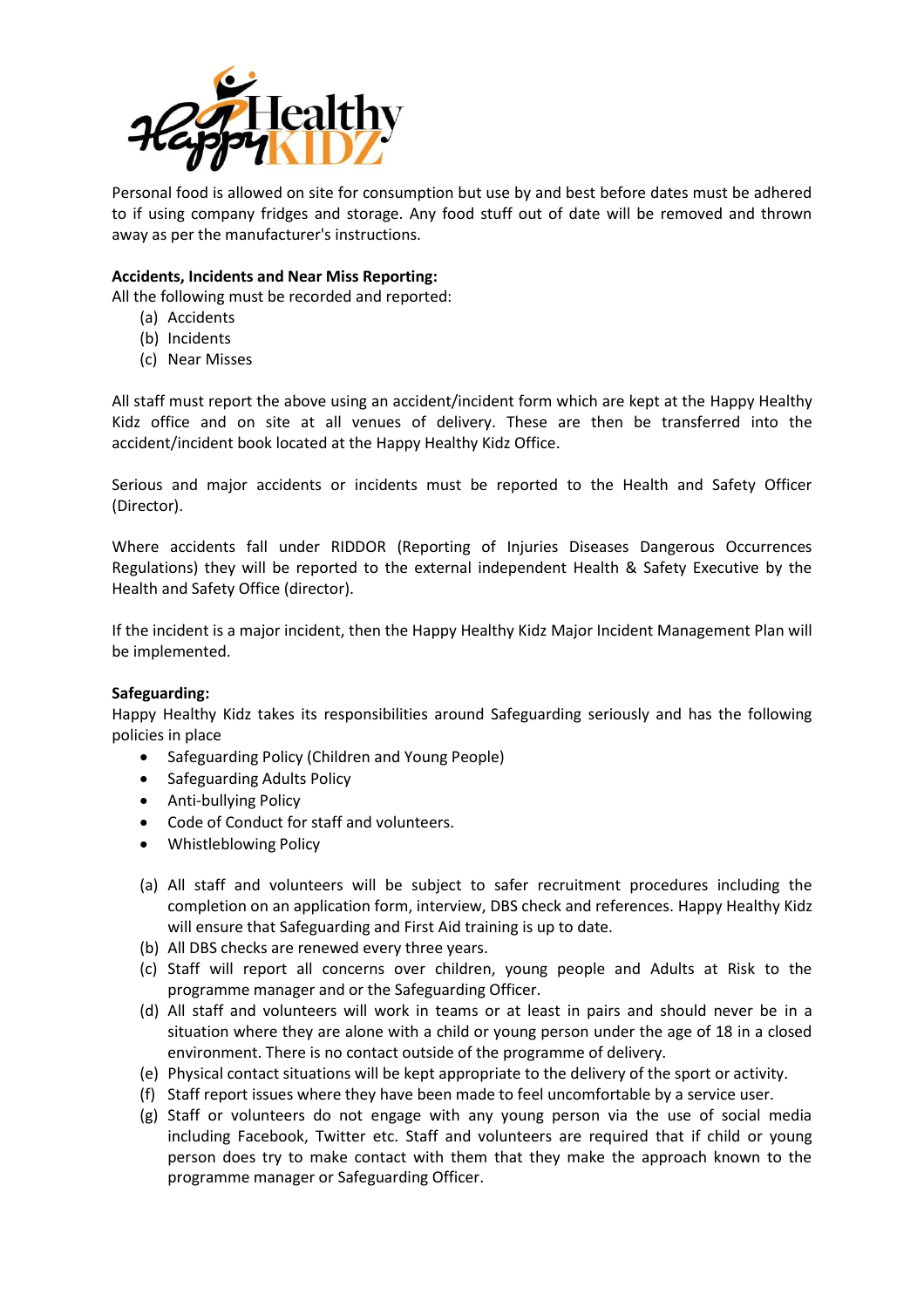Personal food is allowed on site for consumption but use by and best before dates must be adhered to if using company fridges and storage. Any food stuff out of date will be removed and thrown away as per the manufacturer's instructions.

**Accidents, Incidents and Near Miss Reporting:**
All the following must be recorded and reported:

(a) Accidents
(b) Incidents
(c) Near Misses

All staff must report the above using an accident/incident form which are kept at the Happy Healthy Kidz office and on site at all venues of delivery. These are then be transferred into the accident/incident book located at the Happy Healthy Kidz Office.

Serious and major accidents or incidents must be reported to the Health and Safety Officer (Director).

Where accidents fall under RIDDOR (Reporting of Injuries Diseases Dangerous Occurrences Regulations) they will be reported to the external independent Health & Safety Executive by the Health and Safety Office (director).

If the incident is a major incident, then the Happy Healthy Kidz Major Incident Management Plan will be implemented.

**Safeguarding:**
Happy Healthy Kidz takes its responsibilities around Safeguarding seriously and has the following policies in place

- Safeguarding Policy (Children and Young People)
- Safeguarding Adults Policy
- Anti-bullying Policy
- Code of Conduct for staff and volunteers.
- Whistleblowing Policy

(a) All staff and volunteers will be subject to safer recruitment procedures including the completion on an application form, interview, DBS check and references. Happy Healthy Kidz will ensure that Safeguarding and First Aid training is up to date.
(b) All DBS checks are renewed every three years.
(c) Staff will report all concerns over children, young people and Adults at Risk to the programme manager and or the Safeguarding Officer.
(d) All staff and volunteers will work in teams or at least in pairs and should never be in a situation where they are alone with a child or young person under the age of 18 in a closed environment. There is no contact outside of the programme of delivery.
(e) Physical contact situations will be kept appropriate to the delivery of the sport or activity.
(f) Staff report issues where they have been made to feel uncomfortable by a service user.
(g) Staff or volunteers do not engage with any young person via the use of social media including Facebook, Twitter etc. Staff and volunteers are required that if child or young person does try to make contact with them that they make the approach known to the programme manager or Safeguarding Officer.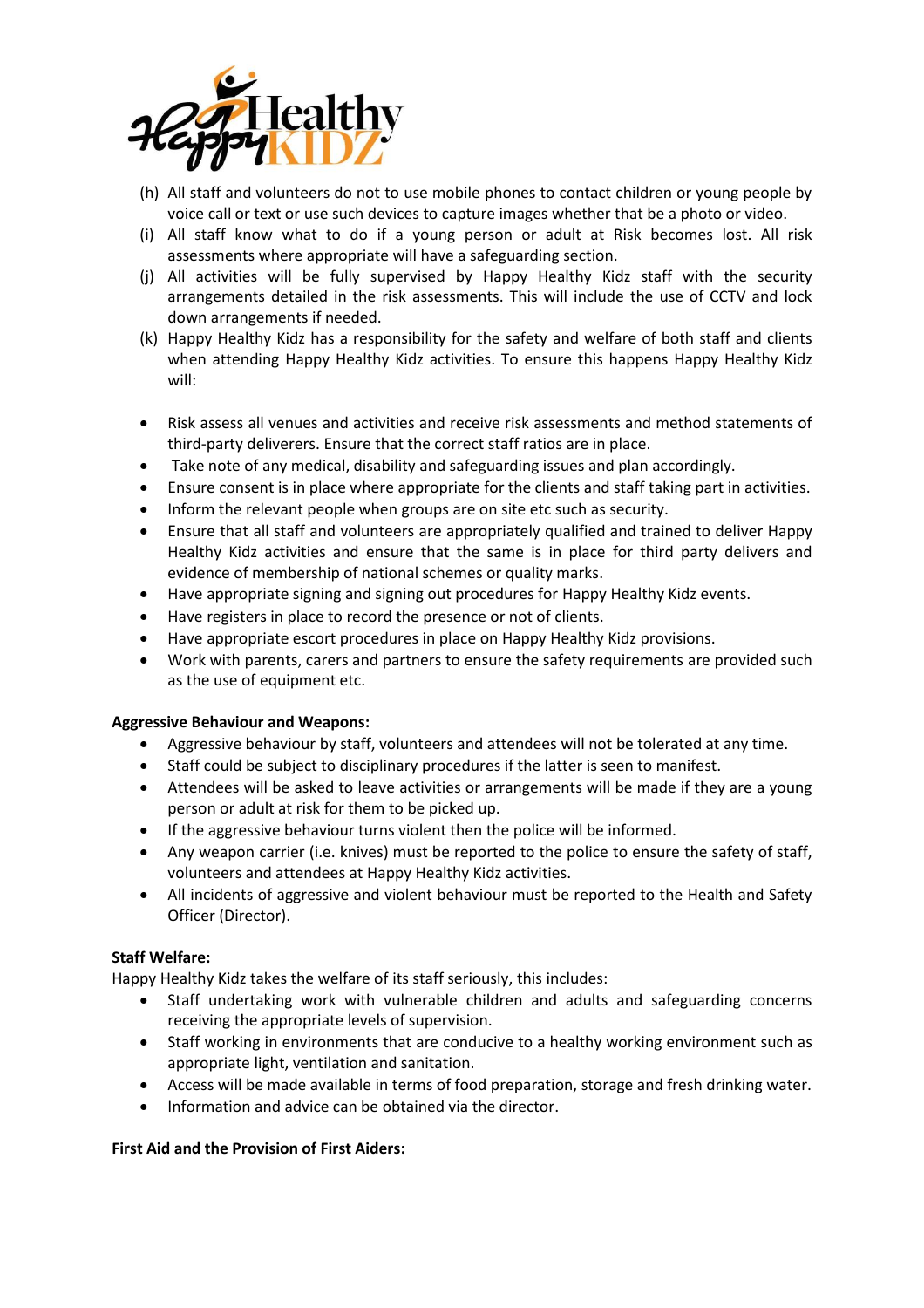(h) All staff and volunteers do not to use mobile phones to contact children or young people by voice call or text or use such devices to capture images whether that be a photo or video.

(i) All staff know what to do if a young person or adult at Risk becomes lost. All risk assessments where appropriate will have a safeguarding section.

(j) All activities will fully supervised by Happy Healthy Kidz staff with the security arrangements detailed in the risk assessments. This will include the use of CCTV and lock down arrangements if needed.

(k) Happy Healthy Kidz has a responsibility for the safety and welfare of both staff and clients when attending Happy Healthy Kidz activities. To ensure this happens Happy Healthy Kidz will:

- Risk assess all venues and activities and receive risk assessments and method statements of third-party deliverers. Ensure that the correct staff ratios are in place.
- Take note of any medical, disability and safeguarding issues and plan accordingly.
- Ensure consent is in place where appropriate for the clients and staff taking part in activities.
- Inform the relevant people when groups are on site etc such as security.
- Ensure that all staff and volunteers are appropriately qualified and trained to deliver Happy Healthy Kidz activities and ensure that the same is in place for third party delivers and evidence of membership of national schemes or quality marks.
- Have appropriate signing and signing out procedures for Happy Healthy Kidz events.
- Have registers in place to record the presence or not of clients.
- Have appropriate escort procedures in place on Happy Healthy Kidz provisions.
- Work with parents, carers and partners to ensure the safety requirements are provided such as the use of equipment etc.

**Aggressive Behaviour and Weapons:**

- Aggressive behaviour by staff, volunteers and attendees will not be tolerated at any time.
- Staff could be subject to disciplinary procedures if the latter is seen to manifest.
- Attendees will be asked to leave activities or arrangements will be made if they are a young person or adult at risk for them to be picked up.
- If the aggressive behaviour turns violent then the police will be informed.
- Any weapon carrier (i.e. knives) must be reported to the police to ensure the safety of staff, volunteers and attendees at Happy Healthy Kidz activities.
- All incidents of aggressive and violent behaviour must be reported to the Health and Safety Officer (Director).

**Staff Welfare:**

Happy Healthy Kidz takes the welfare of its staff seriously, this includes:

- Staff undertaking work with vulnerable children and adults and safeguarding concerns receiving the appropriate levels of supervision.
- Staff working in environments that are conducive to a healthy working environment such as appropriate light, ventilation and sanitation.
- Access will be made available in terms of food preparation, storage and fresh drinking water.
- Information and advice can be obtained via the director.

**First Aid and the Provision of First Aiders:**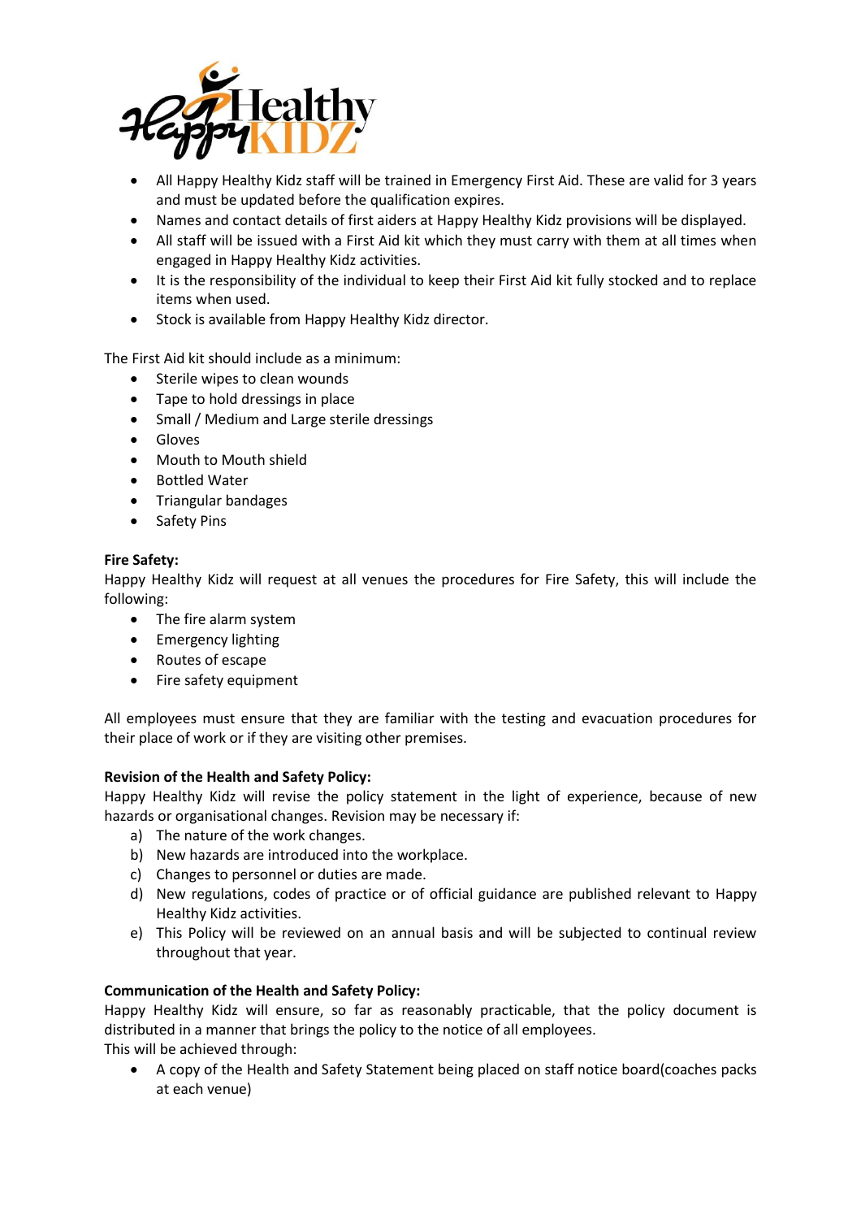- All Happy Healthy Kidz staff will be trained in Emergency First Aid. These are valid for 3 years and must be updated before the qualification expires.
- Names and contact details of first aiders at Happy Healthy Kidz provisions will be displayed.
- All staff will be issued with a First Aid kit which they must carry with them at all times when engaged in Happy Healthy Kidz activities.
- It is the responsibility of the individual to keep their First Aid kit fully stocked and to replace items when used.
- Stock is available from Happy Healthy Kidz director.

The First Aid kit should include as a minimum:

- Sterile wipes to clean wounds
- Tape to hold dressings in place
- Small / Medium and Large sterile dressings
- Gloves
- Mouth to Mouth shield
- Bottled Water
- Triangular bandages
- Safety Pins

**Fire Safety:**

Happy Healthy Kidz will request at all venues the procedures for Fire Safety, this will include the following:

- The fire alarm system
- Emergency lighting
- Routes of escape
- Fire safety equipment

All employees must ensure that they are familiar with the testing and evacuation procedures for their place of work or if they are visiting other premises.

**Revision of the Health and Safety Policy:**

Happy Healthy Kidz will revise the policy statement in the light of experience, because of new hazards or organisational changes. Revision may be necessary if:

a) The nature of the work changes.
b) New hazards are introduced into the workplace.
c) Changes to personnel or duties are made.
d) New regulations, codes of practice or of official guidance are published relevant to Happy Healthy Kidz activities.
e) This Policy will be reviewed on an annual basis and will be subjected to continual review throughout that year.

**Communication of the Health and Safety Policy:**

Happy Healthy Kidz will ensure, so far as reasonably practicable, that the policy document is distributed in a manner that brings the policy to the notice of all employees.
This will be achieved through:

- A copy of the Health and Safety Statement being placed on staff notice board(coaches packs at each venue)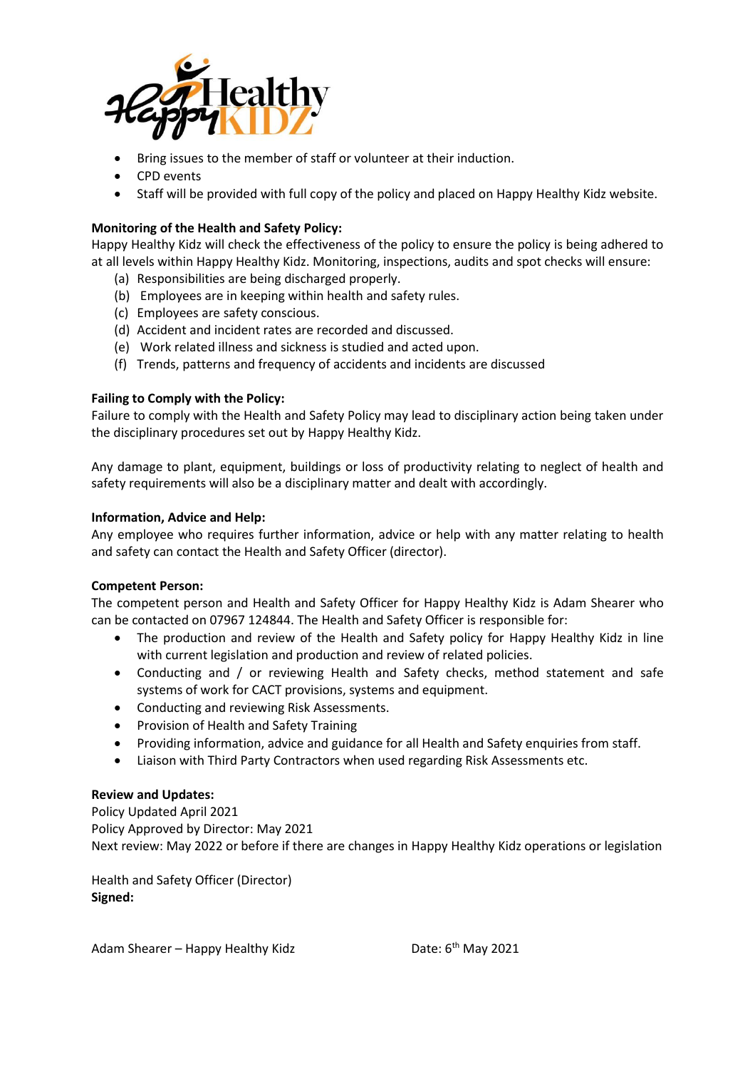- Bring issues to the member of staff or volunteer at their induction.
- CPD events
- Staff will be provided with full copy of the policy and placed on Happy Healthy Kidz website.

**Monitoring of the Health and Safety Policy:**

Happy Healthy Kidz will check the effectiveness of the policy to ensure the policy is being adhered to at all levels within Happy Healthy Kidz. Monitoring, inspections, audits and spot checks will ensure:

(a) Responsibilities are being discharged properly.
(b) Employees are in keeping within health and safety rules.
(c) Employees are safety conscious.
(d) Accident and incident rates are recorded and discussed.
(e) Work related illness and sickness is studied and acted upon.
(f) Trends, patterns and frequency of accidents and incidents are discussed

**Failing to Comply with the Policy:**

Failure to comply with the Health and Safety Policy may lead to disciplinary action being taken under the disciplinary procedures set out by Happy Healthy Kidz.

Any damage to plant, equipment, buildings or loss of productivity relating to neglect of health and safety requirements will also be a disciplinary matter and dealt with accordingly.

**Information, Advice and Help:**

Any employee who requires further information, advice or help with any matter relating to health and safety can contact the Health and Safety Officer (director).

**Competent Person:**

The competent person and Health and Safety Officer for Happy Healthy Kidz is Adam Shearer who can be contacted on 07967 124844. The Health and Safety Officer is responsible for:

- The production and review of the Health and Safety policy for Happy Healthy Kidz in line with current legislation and production and review of related policies.
- Conducting and / or reviewing Health and Safety checks, method statement and safe systems of work for CACT provisions, systems and equipment.
- Conducting and reviewing Risk Assessments.
- Provision of Health and Safety Training
- Providing information, advice and guidance for all Health and Safety enquiries from staff.
- Liaison with Third Party Contractors when used regarding Risk Assessments etc.

**Review and Updates:**

Policy Updated April 2021
Policy Approved by Director: May 2021
Next review: May 2022 or before if there are changes in Happy Healthy Kidz operations or legislation

Health and Safety Officer (Director)
**Signed:**

Adam Shearer – Happy Healthy Kidz Date: 6th May 2021